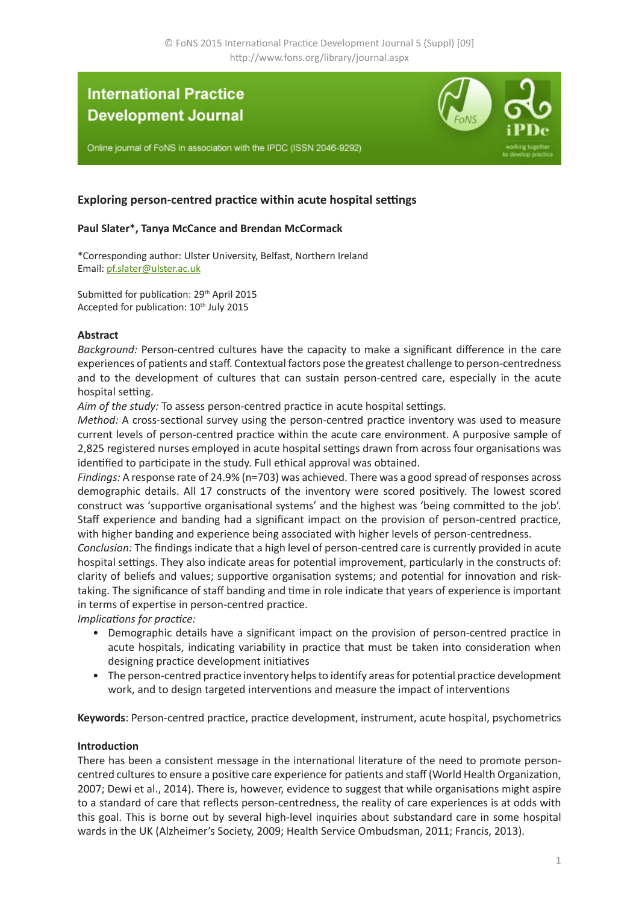# Exploring person-centred practice within acute hospital settings

**Paul Slater\*, Tanya McCance and Brendan McCormack**

\*Corresponding author: Ulster University, Belfast, Northern Ireland
Email: pf.slater@ulster.ac.uk

Submitted for publication: 29th April 2015
Accepted for publication: 10th July 2015

## Abstract

*Background:* Person-centred cultures have the capacity to make a significant difference in the care experiences of patients and staff. Contextual factors pose the greatest challenge to person-centredness and to the development of cultures that can sustain person-centred care, especially in the acute hospital setting.

*Aim of the study:* To assess person-centred practice in acute hospital settings.

*Method:* A cross-sectional survey using the person-centred practice inventory was used to measure current levels of person-centred practice within the acute care environment. A purposive sample of 2,825 registered nurses employed in acute hospital settings drawn from across four organisations was identified to participate in the study. Full ethical approval was obtained.

*Findings:* A response rate of 24.9% (n=703) was achieved. There was a good spread of responses across demographic details. All 17 constructs of the inventory were scored positively. The lowest scored construct was 'supportive organisational systems' and the highest was 'being committed to the job'. Staff experience and banding had a significant impact on the provision of person-centred practice, with higher banding and experience being associated with higher levels of person-centredness.

*Conclusion:* The findings indicate that a high level of person-centred care is currently provided in acute hospital settings. They also indicate areas for potential improvement, particularly in the constructs of: clarity of beliefs and values; supportive organisation systems; and potential for innovation and risk-taking. The significance of staff banding and time in role indicate that years of experience is important in terms of expertise in person-centred practice.

*Implications for practice:*

- Demographic details have a significant impact on the provision of person-centred practice in acute hospitals, indicating variability in practice that must be taken into consideration when designing practice development initiatives
- The person-centred practice inventory helps to identify areas for potential practice development work, and to design targeted interventions and measure the impact of interventions

**Keywords**: Person-centred practice, practice development, instrument, acute hospital, psychometrics

## Introduction

There has been a consistent message in the international literature of the need to promote person-centred cultures to ensure a positive care experience for patients and staff (World Health Organization, 2007; Dewi et al., 2014). There is, however, evidence to suggest that while organisations might aspire to a standard of care that reflects person-centredness, the reality of care experiences is at odds with this goal. This is borne out by several high-level inquiries about substandard care in some hospital wards in the UK (Alzheimer's Society, 2009; Health Service Ombudsman, 2011; Francis, 2013).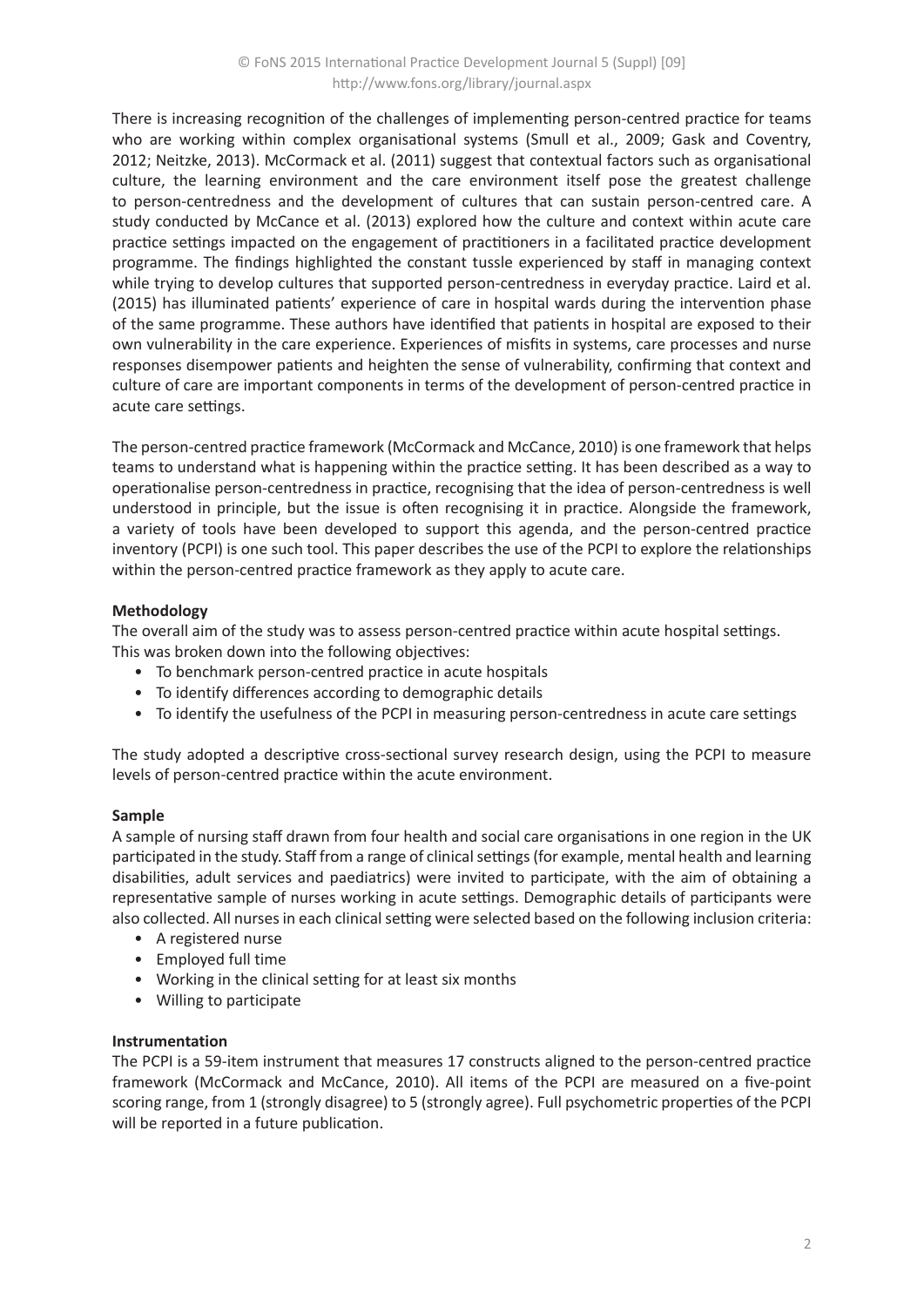There is increasing recognition of the challenges of implementing person-centred practice for teams who are working within complex organisational systems (Smull et al., 2009; Gask and Coventry, 2012; Neitzke, 2013). McCormack et al. (2011) suggest that contextual factors such as organisational culture, the learning environment and the care environment itself pose the greatest challenge to person-centredness and the development of cultures that can sustain person-centred care. A study conducted by McCance et al. (2013) explored how the culture and context within acute care practice settings impacted on the engagement of practitioners in a facilitated practice development programme. The findings highlighted the constant tussle experienced by staff in managing context while trying to develop cultures that supported person-centredness in everyday practice. Laird et al. (2015) has illuminated patients' experience of care in hospital wards during the intervention phase of the same programme. These authors have identified that patients in hospital are exposed to their own vulnerability in the care experience. Experiences of misfits in systems, care processes and nurse responses disempower patients and heighten the sense of vulnerability, confirming that context and culture of care are important components in terms of the development of person-centred practice in acute care settings.

The person-centred practice framework (McCormack and McCance, 2010) is one framework that helps teams to understand what is happening within the practice setting. It has been described as a way to operationalise person-centredness in practice, recognising that the idea of person-centredness is well understood in principle, but the issue is often recognising it in practice. Alongside the framework, a variety of tools have been developed to support this agenda, and the person-centred practice inventory (PCPI) is one such tool. This paper describes the use of the PCPI to explore the relationships within the person-centred practice framework as they apply to acute care.

**Methodology**

The overall aim of the study was to assess person-centred practice within acute hospital settings. This was broken down into the following objectives:

- To benchmark person-centred practice in acute hospitals
- To identify differences according to demographic details
- To identify the usefulness of the PCPI in measuring person-centredness in acute care settings

The study adopted a descriptive cross-sectional survey research design, using the PCPI to measure levels of person-centred practice within the acute environment.

**Sample**

A sample of nursing staff drawn from four health and social care organisations in one region in the UK participated in the study. Staff from a range of clinical settings (for example, mental health and learning disabilities, adult services and paediatrics) were invited to participate, with the aim of obtaining a representative sample of nurses working in acute settings. Demographic details of participants were also collected. All nurses in each clinical setting were selected based on the following inclusion criteria:

- A registered nurse
- Employed full time
- Working in the clinical setting for at least six months
- Willing to participate

**Instrumentation**

The PCPI is a 59-item instrument that measures 17 constructs aligned to the person-centred practice framework (McCormack and McCance, 2010). All items of the PCPI are measured on a five-point scoring range, from 1 (strongly disagree) to 5 (strongly agree). Full psychometric properties of the PCPI will be reported in a future publication.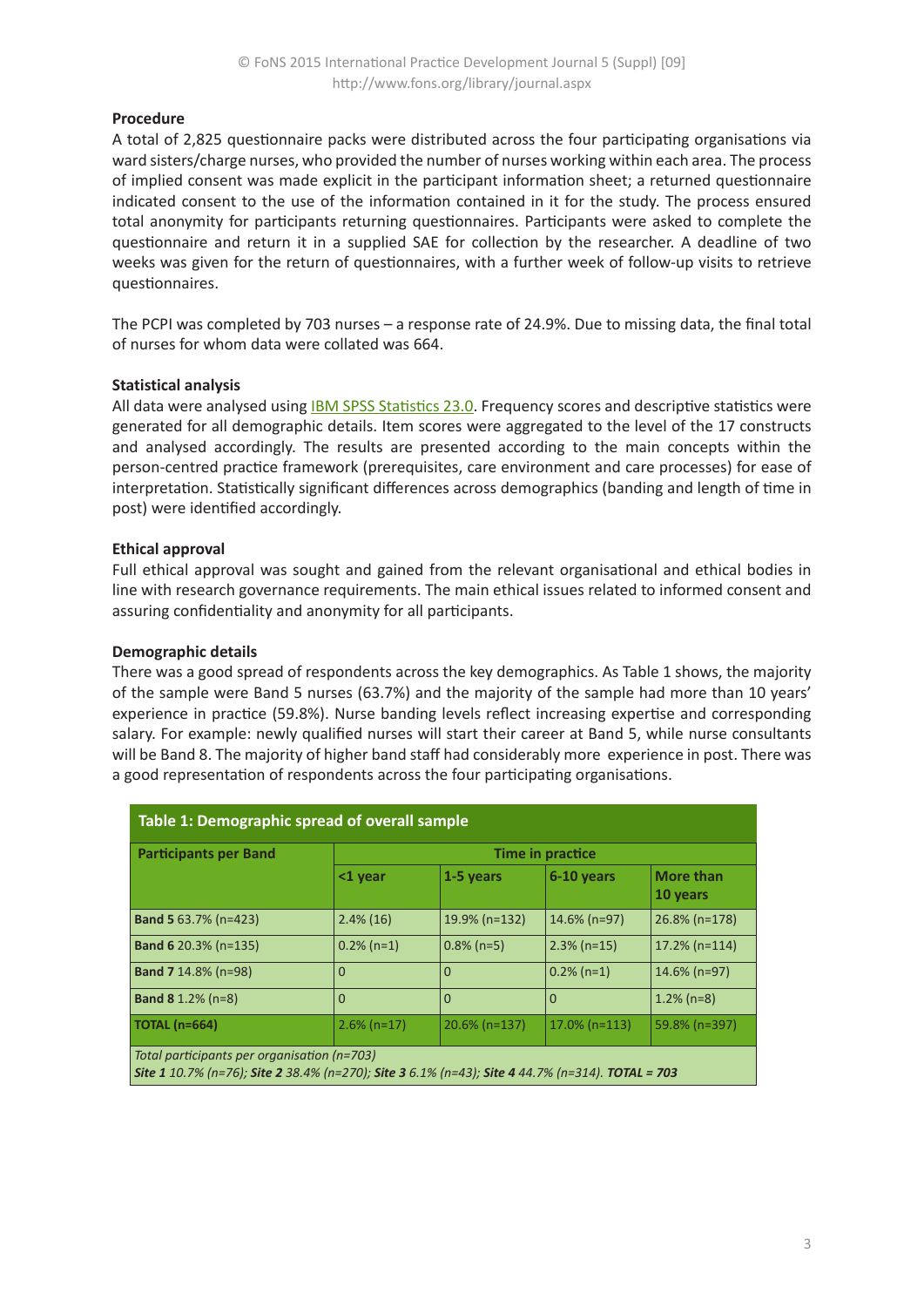### Procedure

A total of 2,825 questionnaire packs were distributed across the four participating organisations via ward sisters/charge nurses, who provided the number of nurses working within each area. The process of implied consent was made explicit in the participant information sheet; a returned questionnaire indicated consent to the use of the information contained in it for the study. The process ensured total anonymity for participants returning questionnaires. Participants were asked to complete the questionnaire and return it in a supplied SAE for collection by the researcher. A deadline of two weeks was given for the return of questionnaires, with a further week of follow-up visits to retrieve questionnaires.

The PCPI was completed by 703 nurses – a response rate of 24.9%. Due to missing data, the final total of nurses for whom data were collated was 664.

### Statistical analysis

All data were analysed using IBM SPSS Statistics 23.0. Frequency scores and descriptive statistics were generated for all demographic details. Item scores were aggregated to the level of the 17 constructs and analysed accordingly. The results are presented according to the main concepts within the person-centred practice framework (prerequisites, care environment and care processes) for ease of interpretation. Statistically significant differences across demographics (banding and length of time in post) were identified accordingly.

### Ethical approval

Full ethical approval was sought and gained from the relevant organisational and ethical bodies in line with research governance requirements. The main ethical issues related to informed consent and assuring confidentiality and anonymity for all participants.

### Demographic details

There was a good spread of respondents across the key demographics. As Table 1 shows, the majority of the sample were Band 5 nurses (63.7%) and the majority of the sample had more than 10 years' experience in practice (59.8%). Nurse banding levels reflect increasing expertise and corresponding salary. For example: newly qualified nurses will start their career at Band 5, while nurse consultants will be Band 8. The majority of higher band staff had considerably more experience in post. There was a good representation of respondents across the four participating organisations.

**Table 1: Demographic spread of overall sample**

| Participants per Band | Time in practice | | | |
|---|---|---|---|---|
| | <1 year | 1-5 years | 6-10 years | More than 10 years |
| **Band 5** 63.7% (n=423) | 2.4% (16) | 19.9% (n=132) | 14.6% (n=97) | 26.8% (n=178) |
| **Band 6** 20.3% (n=135) | 0.2% (n=1) | 0.8% (n=5) | 2.3% (n=15) | 17.2% (n=114) |
| **Band 7** 14.8% (n=98) | 0 | 0 | 0.2% (n=1) | 14.6% (n=97) |
| **Band 8** 1.2% (n=8) | 0 | 0 | 0 | 1.2% (n=8) |
| **TOTAL (n=664)** | 2.6% (n=17) | 20.6% (n=137) | 17.0% (n=113) | 59.8% (n=397) |

*Total participants per organisation (n=703)*
***Site 1*** *10.7% (n=76);* ***Site 2*** *38.4% (n=270);* ***Site 3*** *6.1% (n=43);* ***Site 4*** *44.7% (n=314).* ***TOTAL = 703***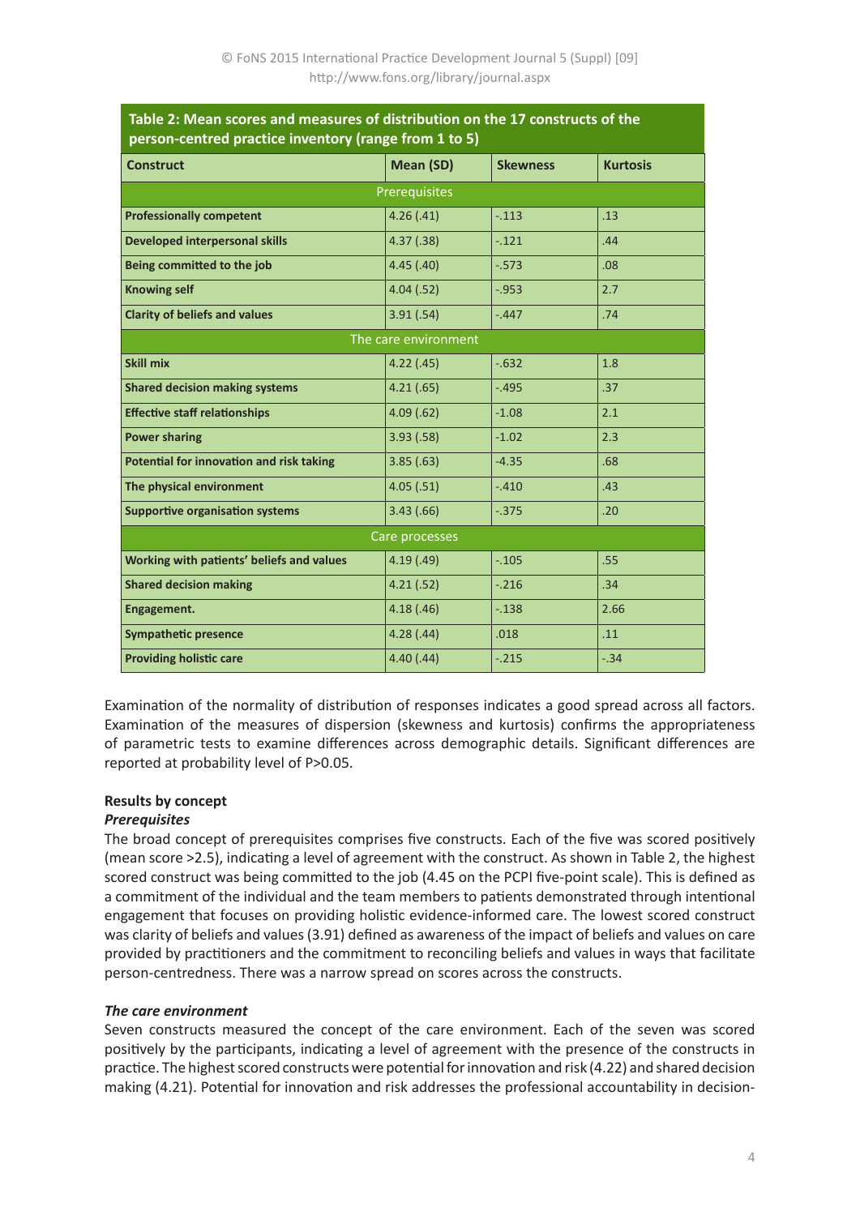**Table 2: Mean scores and measures of distribution on the 17 constructs of the person-centred practice inventory (range from 1 to 5)**

| Construct | Mean (SD) | Skewness | Kurtosis |
|---|---|---|---|
| Prerequisites | | | |
| **Professionally competent** | 4.26 (.41) | -.113 | .13 |
| **Developed interpersonal skills** | 4.37 (.38) | -.121 | .44 |
| **Being committed to the job** | 4.45 (.40) | -.573 | .08 |
| **Knowing self** | 4.04 (.52) | -.953 | 2.7 |
| **Clarity of beliefs and values** | 3.91 (.54) | -.447 | .74 |
| The care environment | | | |
| **Skill mix** | 4.22 (.45) | -.632 | 1.8 |
| **Shared decision making systems** | 4.21 (.65) | -.495 | .37 |
| **Effective staff relationships** | 4.09 (.62) | -1.08 | 2.1 |
| **Power sharing** | 3.93 (.58) | -1.02 | 2.3 |
| **Potential for innovation and risk taking** | 3.85 (.63) | -4.35 | .68 |
| **The physical environment** | 4.05 (.51) | -.410 | .43 |
| **Supportive organisation systems** | 3.43 (.66) | -.375 | .20 |
| Care processes | | | |
| **Working with patients' beliefs and values** | 4.19 (.49) | -.105 | .55 |
| **Shared decision making** | 4.21 (.52) | -.216 | .34 |
| **Engagement.** | 4.18 (.46) | -.138 | 2.66 |
| **Sympathetic presence** | 4.28 (.44) | .018 | .11 |
| **Providing holistic care** | 4.40 (.44) | -.215 | -.34 |

Examination of the normality of distribution of responses indicates a good spread across all factors. Examination of the measures of dispersion (skewness and kurtosis) confirms the appropriateness of parametric tests to examine differences across demographic details. Significant differences are reported at probability level of $P>0.05$.

**Results by concept**

***Prerequisites***

The broad concept of prerequisites comprises five constructs. Each of the five was scored positively (mean score >2.5), indicating a level of agreement with the construct. As shown in Table 2, the highest scored construct was being committed to the job (4.45 on the PCPI five-point scale). This is defined as a commitment of the individual and the team members to patients demonstrated through intentional engagement that focuses on providing holistic evidence-informed care. The lowest scored construct was clarity of beliefs and values (3.91) defined as awareness of the impact of beliefs and values on care provided by practitioners and the commitment to reconciling beliefs and values in ways that facilitate person-centredness. There was a narrow spread on scores across the constructs.

***The care environment***

Seven constructs measured the concept of the care environment. Each of the seven was scored positively by the participants, indicating a level of agreement with the presence of the constructs in practice. The highest scored constructs were potential for innovation and risk (4.22) and shared decision making (4.21). Potential for innovation and risk addresses the professional accountability in decision-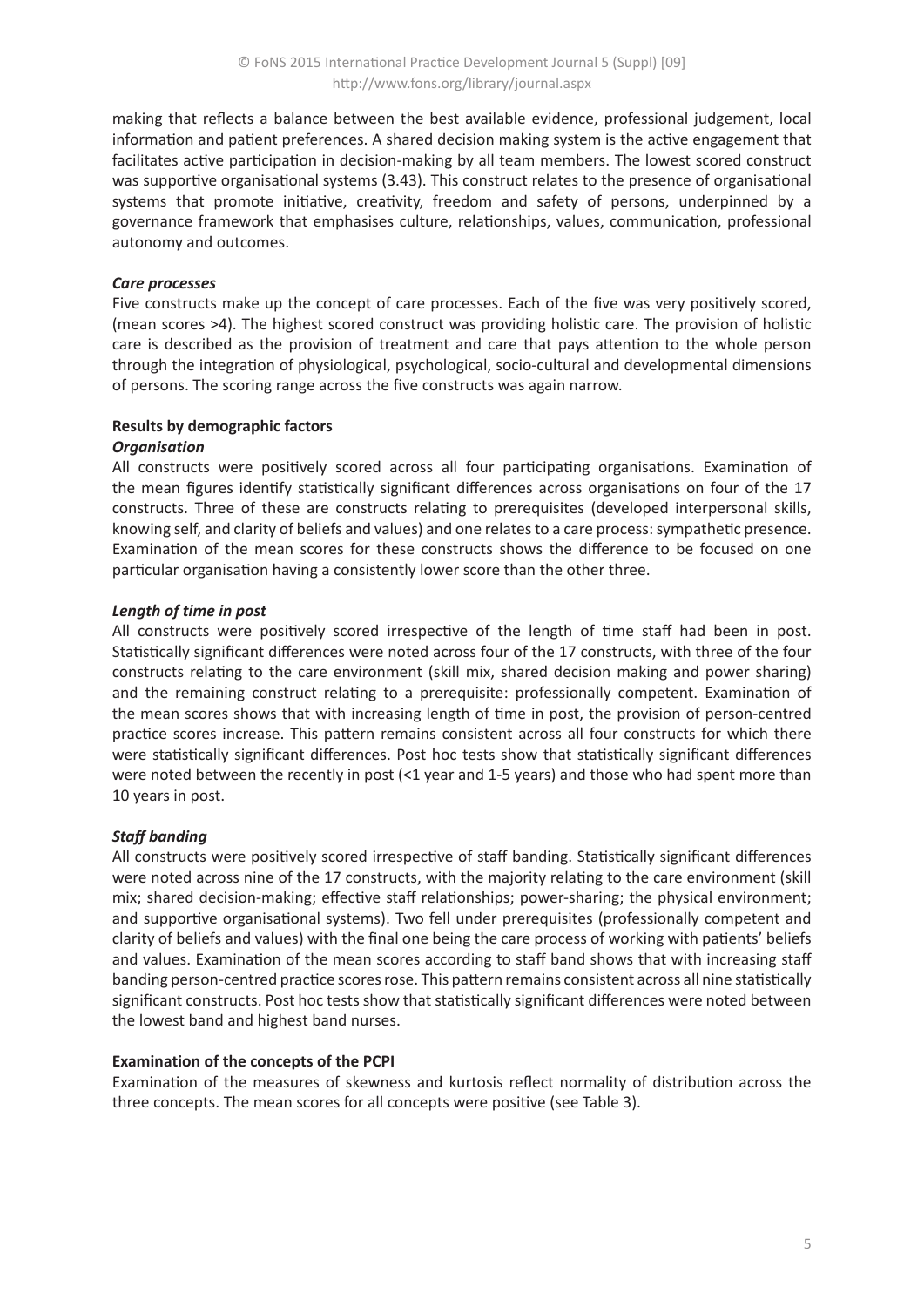making that reflects a balance between the best available evidence, professional judgement, local information and patient preferences. A shared decision making system is the active engagement that facilitates active participation in decision-making by all team members. The lowest scored construct was supportive organisational systems (3.43). This construct relates to the presence of organisational systems that promote initiative, creativity, freedom and safety of persons, underpinned by a governance framework that emphasises culture, relationships, values, communication, professional autonomy and outcomes.

***Care processes***

Five constructs make up the concept of care processes. Each of the five was very positively scored, (mean scores >4). The highest scored construct was providing holistic care. The provision of holistic care is described as the provision of treatment and care that pays attention to the whole person through the integration of physiological, psychological, socio-cultural and developmental dimensions of persons. The scoring range across the five constructs was again narrow.

**Results by demographic factors**

***Organisation***

All constructs were positively scored across all four participating organisations. Examination of the mean figures identify statistically significant differences across organisations on four of the 17 constructs. Three of these are constructs relating to prerequisites (developed interpersonal skills, knowing self, and clarity of beliefs and values) and one relates to a care process: sympathetic presence. Examination of the mean scores for these constructs shows the difference to be focused on one particular organisation having a consistently lower score than the other three.

***Length of time in post***

All constructs were positively scored irrespective of the length of time staff had been in post. Statistically significant differences were noted across four of the 17 constructs, with three of the four constructs relating to the care environment (skill mix, shared decision making and power sharing) and the remaining construct relating to a prerequisite: professionally competent. Examination of the mean scores shows that with increasing length of time in post, the provision of person-centred practice scores increase. This pattern remains consistent across all four constructs for which there were statistically significant differences. Post hoc tests show that statistically significant differences were noted between the recently in post (<1 year and 1-5 years) and those who had spent more than 10 years in post.

***Staff banding***

All constructs were positively scored irrespective of staff banding. Statistically significant differences were noted across nine of the 17 constructs, with the majority relating to the care environment (skill mix; shared decision-making; effective staff relationships; power-sharing; the physical environment; and supportive organisational systems). Two fell under prerequisites (professionally competent and clarity of beliefs and values) with the final one being the care process of working with patients' beliefs and values. Examination of the mean scores according to staff band shows that with increasing staff banding person-centred practice scores rose. This pattern remains consistent across all nine statistically significant constructs. Post hoc tests show that statistically significant differences were noted between the lowest band and highest band nurses.

**Examination of the concepts of the PCPI**

Examination of the measures of skewness and kurtosis reflect normality of distribution across the three concepts. The mean scores for all concepts were positive (see Table 3).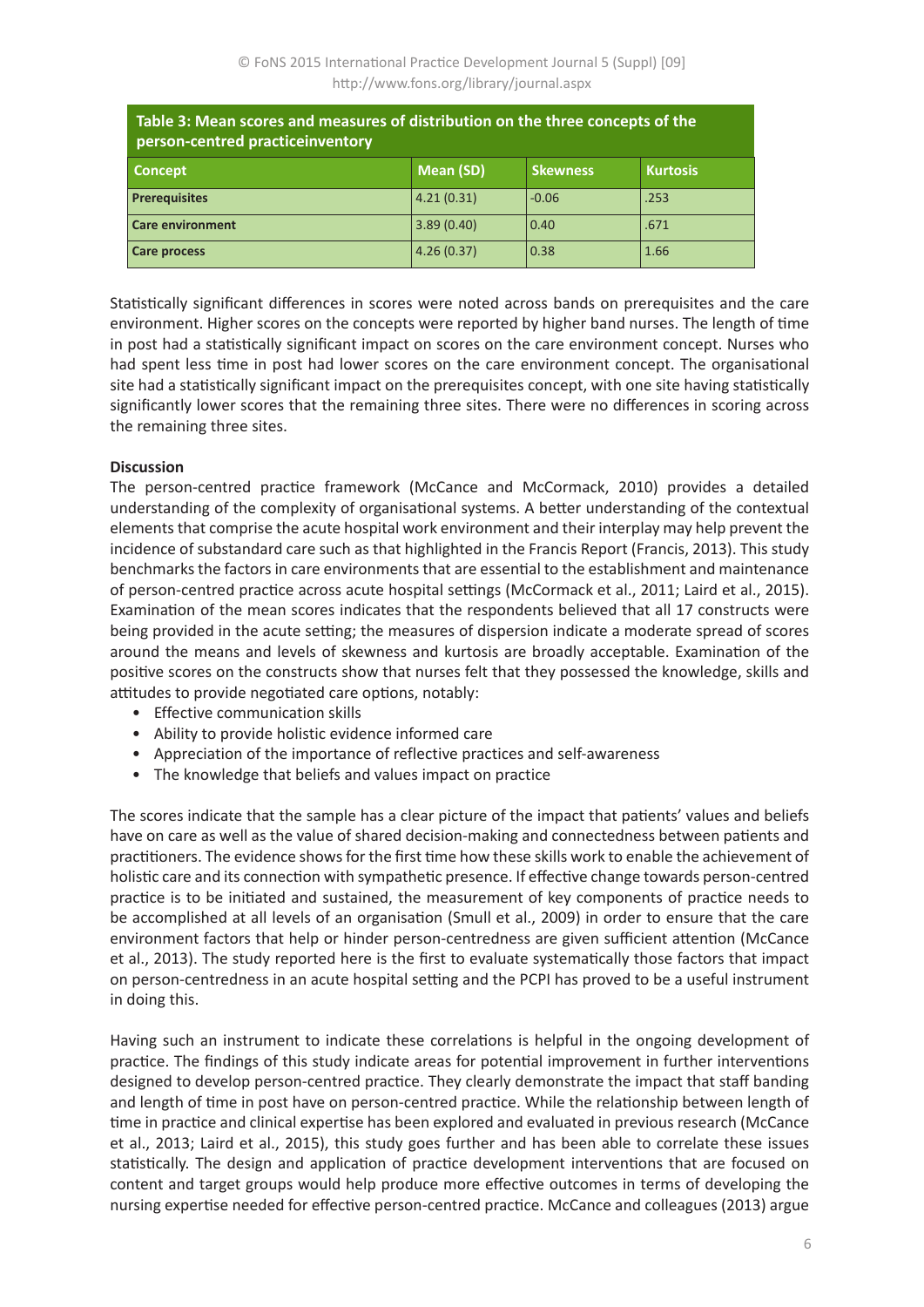**Table 3: Mean scores and measures of distribution on the three concepts of the person-centred practiceinventory**

| Concept | Mean (SD) | Skewness | Kurtosis |
|---|---|---|---|
| **Prerequisites** | 4.21 (0.31) | -0.06 | .253 |
| **Care environment** | 3.89 (0.40) | 0.40 | .671 |
| **Care process** | 4.26 (0.37) | 0.38 | 1.66 |

Statistically significant differences in scores were noted across bands on prerequisites and the care environment. Higher scores on the concepts were reported by higher band nurses. The length of time in post had a statistically significant impact on scores on the care environment concept. Nurses who had spent less time in post had lower scores on the care environment concept. The organisational site had a statistically significant impact on the prerequisites concept, with one site having statistically significantly lower scores that the remaining three sites. There were no differences in scoring across the remaining three sites.

**Discussion**

The person-centred practice framework (McCance and McCormack, 2010) provides a detailed understanding of the complexity of organisational systems. A better understanding of the contextual elements that comprise the acute hospital work environment and their interplay may help prevent the incidence of substandard care such as that highlighted in the Francis Report (Francis, 2013). This study benchmarks the factors in care environments that are essential to the establishment and maintenance of person-centred practice across acute hospital settings (McCormack et al., 2011; Laird et al., 2015). Examination of the mean scores indicates that the respondents believed that all 17 constructs were being provided in the acute setting; the measures of dispersion indicate a moderate spread of scores around the means and levels of skewness and kurtosis are broadly acceptable. Examination of the positive scores on the constructs show that nurses felt that they possessed the knowledge, skills and attitudes to provide negotiated care options, notably:

- Effective communication skills
- Ability to provide holistic evidence informed care
- Appreciation of the importance of reflective practices and self-awareness
- The knowledge that beliefs and values impact on practice

The scores indicate that the sample has a clear picture of the impact that patients' values and beliefs have on care as well as the value of shared decision-making and connectedness between patients and practitioners. The evidence shows for the first time how these skills work to enable the achievement of holistic care and its connection with sympathetic presence. If effective change towards person-centred practice is to be initiated and sustained, the measurement of key components of practice needs to be accomplished at all levels of an organisation (Smull et al., 2009) in order to ensure that the care environment factors that help or hinder person-centredness are given sufficient attention (McCance et al., 2013). The study reported here is the first to evaluate systematically those factors that impact on person-centredness in an acute hospital setting and the PCPI has proved to be a useful instrument in doing this.

Having such an instrument to indicate these correlations is helpful in the ongoing development of practice. The findings of this study indicate areas for potential improvement in further interventions designed to develop person-centred practice. They clearly demonstrate the impact that staff banding and length of time in post have on person-centred practice. While the relationship between length of time in practice and clinical expertise has been explored and evaluated in previous research (McCance et al., 2013; Laird et al., 2015), this study goes further and has been able to correlate these issues statistically. The design and application of practice development interventions that are focused on content and target groups would help produce more effective outcomes in terms of developing the nursing expertise needed for effective person-centred practice. McCance and colleagues (2013) argue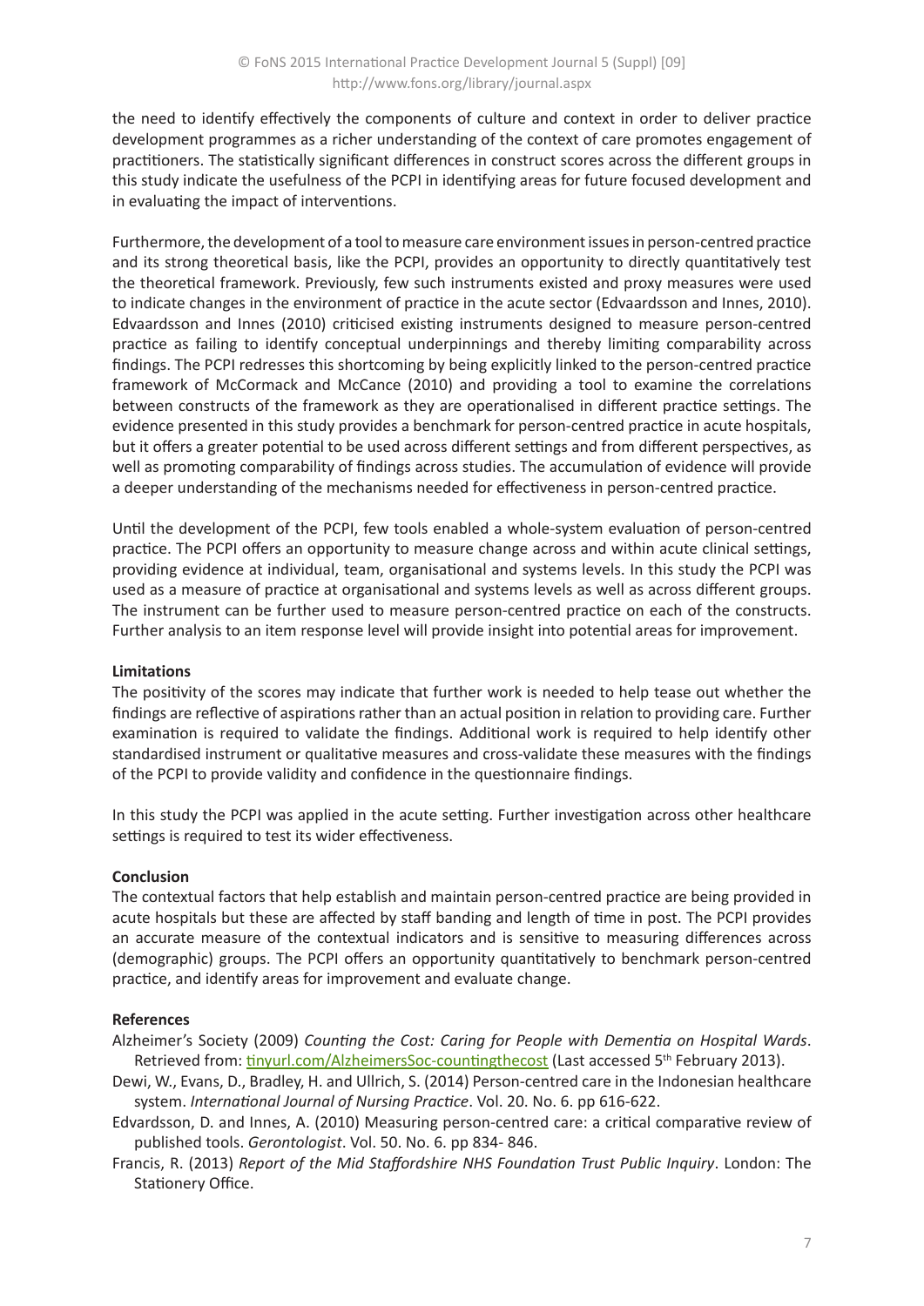the need to identify effectively the components of culture and context in order to deliver practice development programmes as a richer understanding of the context of care promotes engagement of practitioners. The statistically significant differences in construct scores across the different groups in this study indicate the usefulness of the PCPI in identifying areas for future focused development and in evaluating the impact of interventions.

Furthermore, the development of a tool to measure care environment issues in person-centred practice and its strong theoretical basis, like the PCPI, provides an opportunity to directly quantitatively test the theoretical framework. Previously, few such instruments existed and proxy measures were used to indicate changes in the environment of practice in the acute sector (Edvaardsson and Innes, 2010). Edvaardsson and Innes (2010) criticised existing instruments designed to measure person-centred practice as failing to identify conceptual underpinnings and thereby limiting comparability across findings. The PCPI redresses this shortcoming by being explicitly linked to the person-centred practice framework of McCormack and McCance (2010) and providing a tool to examine the correlations between constructs of the framework as they are operationalised in different practice settings. The evidence presented in this study provides a benchmark for person-centred practice in acute hospitals, but it offers a greater potential to be used across different settings and from different perspectives, as well as promoting comparability of findings across studies. The accumulation of evidence will provide a deeper understanding of the mechanisms needed for effectiveness in person-centred practice.

Until the development of the PCPI, few tools enabled a whole-system evaluation of person-centred practice. The PCPI offers an opportunity to measure change across and within acute clinical settings, providing evidence at individual, team, organisational and systems levels. In this study the PCPI was used as a measure of practice at organisational and systems levels as well as across different groups. The instrument can be further used to measure person-centred practice on each of the constructs. Further analysis to an item response level will provide insight into potential areas for improvement.

**Limitations**

The positivity of the scores may indicate that further work is needed to help tease out whether the findings are reflective of aspirations rather than an actual position in relation to providing care. Further examination is required to validate the findings. Additional work is required to help identify other standardised instrument or qualitative measures and cross-validate these measures with the findings of the PCPI to provide validity and confidence in the questionnaire findings.

In this study the PCPI was applied in the acute setting. Further investigation across other healthcare settings is required to test its wider effectiveness.

**Conclusion**

The contextual factors that help establish and maintain person-centred practice are being provided in acute hospitals but these are affected by staff banding and length of time in post. The PCPI provides an accurate measure of the contextual indicators and is sensitive to measuring differences across (demographic) groups. The PCPI offers an opportunity quantitatively to benchmark person-centred practice, and identify areas for improvement and evaluate change.

**References**

Alzheimer's Society (2009) *Counting the Cost: Caring for People with Dementia on Hospital Wards*. Retrieved from: tinyurl.com/AlzheimersSoc-countingthecost (Last accessed 5th February 2013).

Dewi, W., Evans, D., Bradley, H. and Ullrich, S. (2014) Person-centred care in the Indonesian healthcare system. *International Journal of Nursing Practice*. Vol. 20. No. 6. pp 616-622.

Edvardsson, D. and Innes, A. (2010) Measuring person-centred care: a critical comparative review of published tools. *Gerontologist*. Vol. 50. No. 6. pp 834- 846.

Francis, R. (2013) *Report of the Mid Staffordshire NHS Foundation Trust Public Inquiry*. London: The Stationery Office.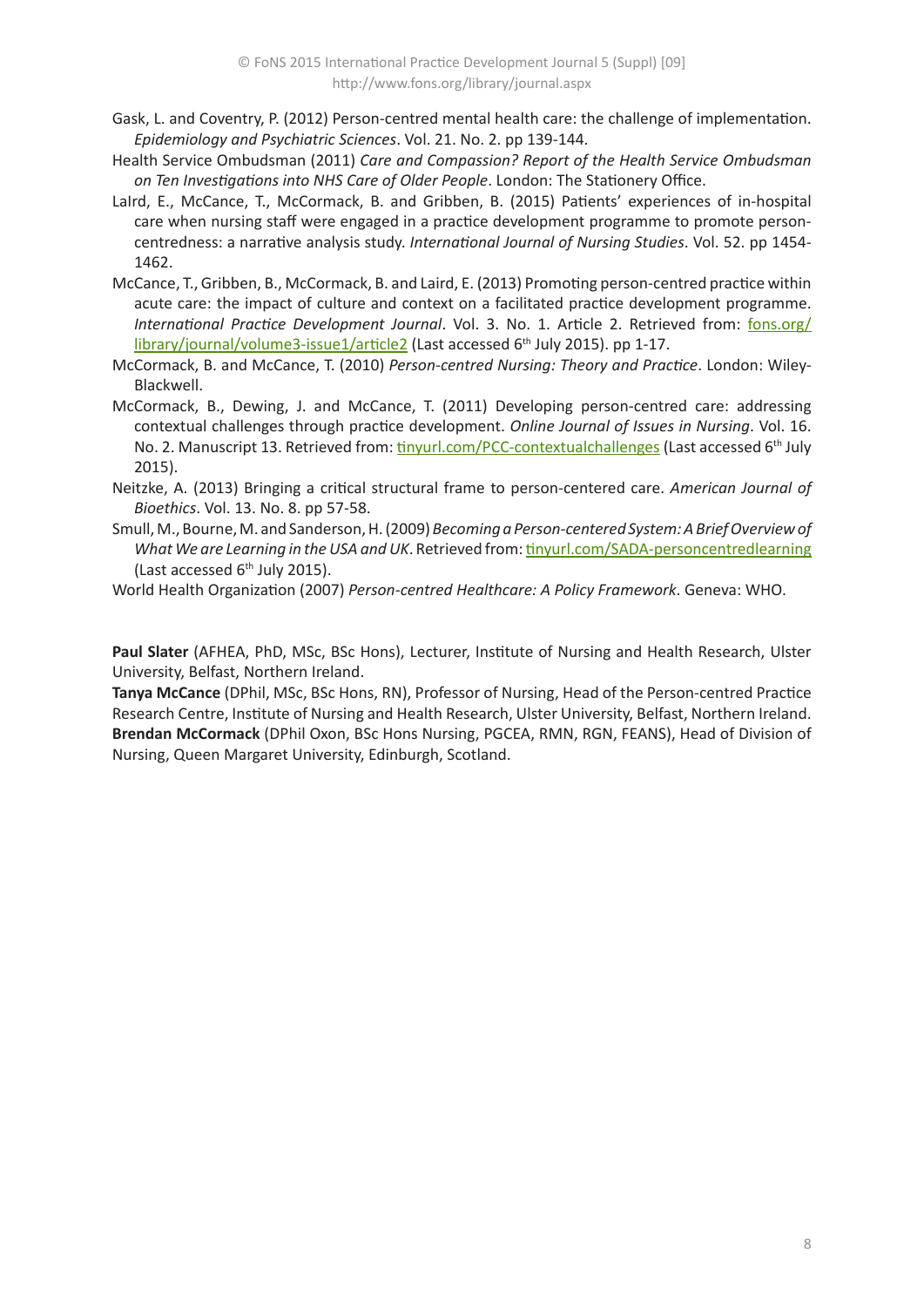Gask, L. and Coventry, P. (2012) Person-centred mental health care: the challenge of implementation. *Epidemiology and Psychiatric Sciences*. Vol. 21. No. 2. pp 139-144.

Health Service Ombudsman (2011) *Care and Compassion? Report of the Health Service Ombudsman on Ten Investigations into NHS Care of Older People*. London: The Stationery Office.

LaIrd, E., McCance, T., McCormack, B. and Gribben, B. (2015) Patients' experiences of in-hospital care when nursing staff were engaged in a practice development programme to promote person-centredness: a narrative analysis study. *International Journal of Nursing Studies*. Vol. 52. pp 1454-1462.

McCance, T., Gribben, B., McCormack, B. and Laird, E. (2013) Promoting person-centred practice within acute care: the impact of culture and context on a facilitated practice development programme. *International Practice Development Journal*. Vol. 3. No. 1. Article 2. Retrieved from: fons.org/library/journal/volume3-issue1/article2 (Last accessed 6th July 2015). pp 1-17.

McCormack, B. and McCance, T. (2010) *Person-centred Nursing: Theory and Practice*. London: Wiley-Blackwell.

McCormack, B., Dewing, J. and McCance, T. (2011) Developing person-centred care: addressing contextual challenges through practice development. *Online Journal of Issues in Nursing*. Vol. 16. No. 2. Manuscript 13. Retrieved from: tinyurl.com/PCC-contextualchallenges (Last accessed 6th July 2015).

Neitzke, A. (2013) Bringing a critical structural frame to person-centered care. *American Journal of Bioethics*. Vol. 13. No. 8. pp 57-58.

Smull, M., Bourne, M. and Sanderson, H. (2009) *Becoming a Person-centered System: A Brief Overview of What We are Learning in the USA and UK*. Retrieved from: tinyurl.com/SADA-personcentredlearning (Last accessed 6th July 2015).

World Health Organization (2007) *Person-centred Healthcare: A Policy Framework*. Geneva: WHO.

**Paul Slater** (AFHEA, PhD, MSc, BSc Hons), Lecturer, Institute of Nursing and Health Research, Ulster University, Belfast, Northern Ireland.

**Tanya McCance** (DPhil, MSc, BSc Hons, RN), Professor of Nursing, Head of the Person-centred Practice Research Centre, Institute of Nursing and Health Research, Ulster University, Belfast, Northern Ireland.

**Brendan McCormack** (DPhil Oxon, BSc Hons Nursing, PGCEA, RMN, RGN, FEANS), Head of Division of Nursing, Queen Margaret University, Edinburgh, Scotland.